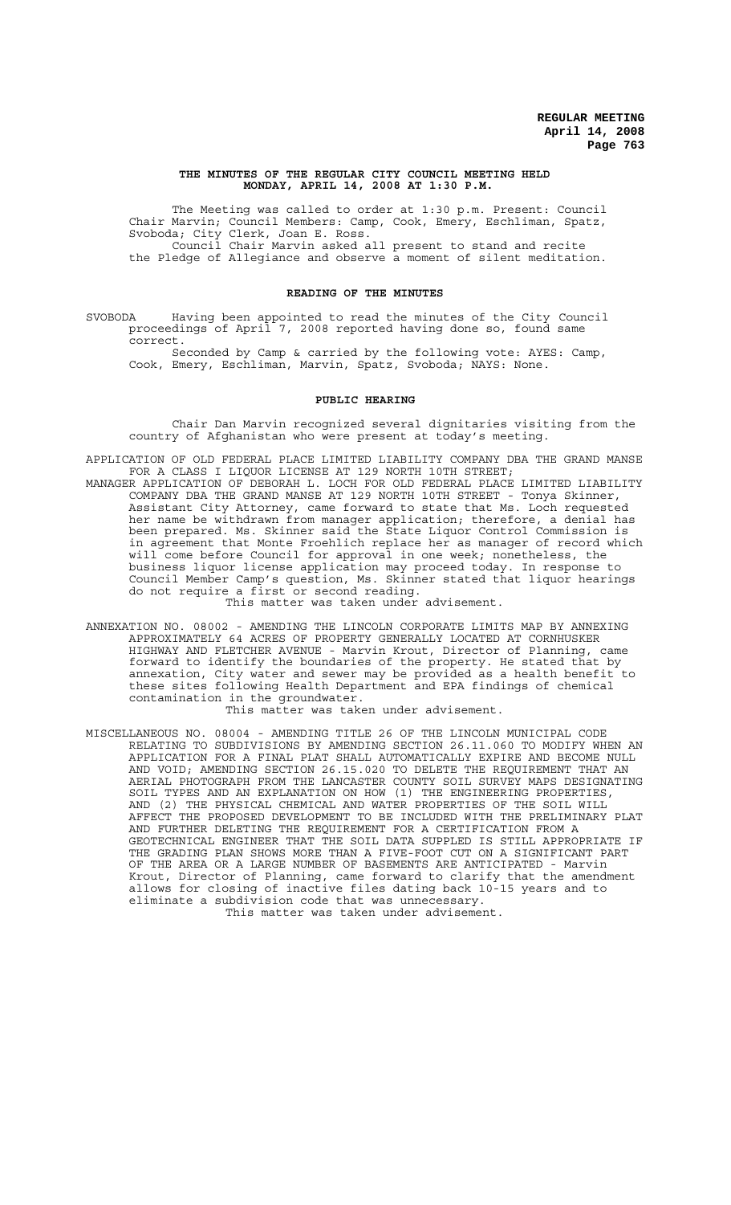**THE MINUTES OF THE REGULAR CITY COUNCIL MEETING HELD MONDAY, APRIL 14, 2008 AT 1:30 P.M.**

The Meeting was called to order at 1:30 p.m. Present: Council Chair Marvin; Council Members: Camp, Cook, Emery, Eschliman, Spatz, Svoboda; City Clerk, Joan E. Ross.

Council Chair Marvin asked all present to stand and recite the Pledge of Allegiance and observe a moment of silent meditation.

**READING OF THE MINUTES**

SVOBODA Having been appointed to read the minutes of the City Council proceedings of April 7, 2008 reported having done so, found same correct.

Seconded by Camp & carried by the following vote: AYES: Camp, Cook, Emery, Eschliman, Marvin, Spatz, Svoboda; NAYS: None.

**PUBLIC HEARING**

Chair Dan Marvin recognized several dignitaries visiting from the country of Afghanistan who were present at today's meeting.

APPLICATION OF OLD FEDERAL PLACE LIMITED LIABILITY COMPANY DBA THE GRAND MANSE FOR A CLASS I LIQUOR LICENSE AT 129 NORTH 10TH STREET;

MANAGER APPLICATION OF DEBORAH L. LOCH FOR OLD FEDERAL PLACE LIMITED LIABILITY COMPANY DBA THE GRAND MANSE AT 129 NORTH 10TH STREET - Tonya Skinner, Assistant City Attorney, came forward to state that Ms. Loch requested her name be withdrawn from manager application; therefore, a denial has been prepared. Ms. Skinner said the State Liquor Control Commission is in agreement that Monte Froehlich replace her as manager of record which will come before Council for approval in one week; nonetheless, the business liquor license application may proceed today. In response to Council Member Camp's question, Ms. Skinner stated that liquor hearings do not require a first or second reading.

This matter was taken under advisement.

ANNEXATION NO. 08002 - AMENDING THE LINCOLN CORPORATE LIMITS MAP BY ANNEXING APPROXIMATELY 64 ACRES OF PROPERTY GENERALLY LOCATED AT CORNHUSKER HIGHWAY AND FLETCHER AVENUE - Marvin Krout, Director of Planning, came forward to identify the boundaries of the property. He stated that by annexation, City water and sewer may be provided as a health benefit to these sites following Health Department and EPA findings of chemical contamination in the groundwater.

This matter was taken under advisement.

MISCELLANEOUS NO. 08004 - AMENDING TITLE 26 OF THE LINCOLN MUNICIPAL CODE RELATING TO SUBDIVISIONS BY AMENDING SECTION 26.11.060 TO MODIFY WHEN AN APPLICATION FOR A FINAL PLAT SHALL AUTOMATICALLY EXPIRE AND BECOME NULL AND VOID; AMENDING SECTION 26.15.020 TO DELETE THE REQUIREMENT THAT AN AERIAL PHOTOGRAPH FROM THE LANCASTER COUNTY SOIL SURVEY MAPS DESIGNATING SOIL TYPES AND AN EXPLANATION ON HOW (1) THE ENGINEERING PROPERTIES, AND (2) THE PHYSICAL CHEMICAL AND WATER PROPERTIES OF THE SOIL WILL AFFECT THE PROPOSED DEVELOPMENT TO BE INCLUDED WITH THE PRELIMINARY PLAT AND FURTHER DELETING THE REQUIREMENT FOR A CERTIFICATION FROM A GEOTECHNICAL ENGINEER THAT THE SOIL DATA SUPPLED IS STILL APPROPRIATE IF THE GRADING PLAN SHOWS MORE THAN A FIVE-FOOT CUT ON A SIGNIFICANT PART OF THE AREA OR A LARGE NUMBER OF BASEMENTS ARE ANTICIPATED - Marvin Krout, Director of Planning, came forward to clarify that the amendment allows for closing of inactive files dating back 10-15 years and to eliminate a subdivision code that was unnecessary.

This matter was taken under advisement.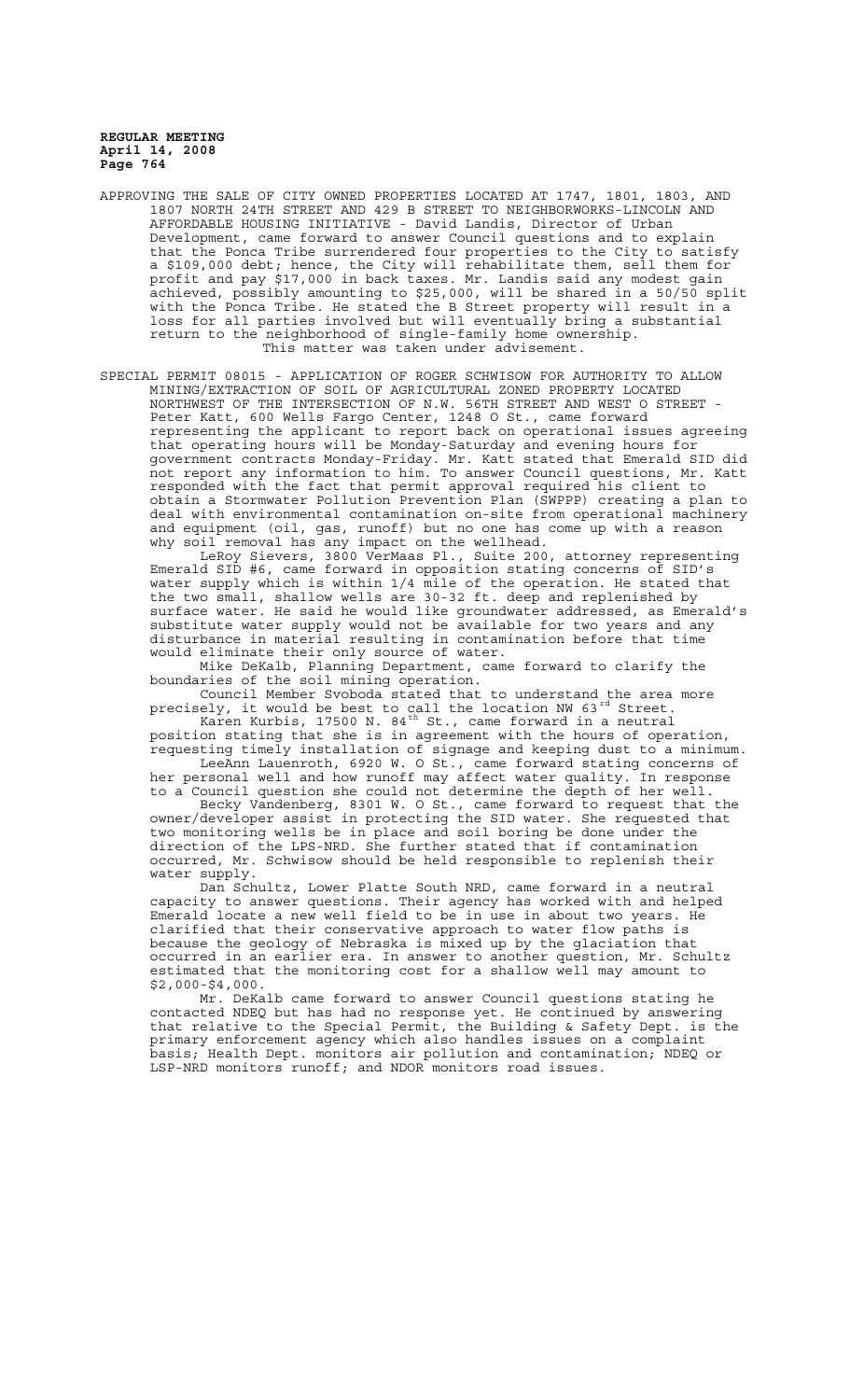APPROVING THE SALE OF CITY OWNED PROPERTIES LOCATED AT 1747, 1801, 1803, AND 1807 NORTH 24TH STREET AND 429 B STREET TO NEIGHBORWORKS-LINCOLN AND AFFORDABLE HOUSING INITIATIVE - David Landis, Director of Urban Development, came forward to answer Council questions and to explain that the Ponca Tribe surrendered four properties to the City to satisfy a $109,000 debt; hence, the City will rehabilitate them, sell them for profit and pay $17,000 in back taxes. Mr. Landis said any modest gain achieved, possibly amounting to $25,000, will be shared in a 50/50 split with the Ponca Tribe. He stated the B Street property will result in a loss for all parties involved but will eventually bring a substantial return to the neighborhood of single-family home ownership.

This matter was taken under advisement.

SPECIAL PERMIT 08015 - APPLICATION OF ROGER SCHWISOW FOR AUTHORITY TO ALLOW MINING/EXTRACTION OF SOIL OF AGRICULTURAL ZONED PROPERTY LOCATED NORTHWEST OF THE INTERSECTION OF N.W. 56TH STREET AND WEST O STREET - Peter Katt, 600 Wells Fargo Center, 1248 O St., came forward representing the applicant to report back on operational issues agreeing that operating hours will be Monday-Saturday and evening hours for government contracts Monday-Friday. Mr. Katt stated that Emerald SID did not report any information to him. To answer Council questions, Mr. Katt responded with the fact that permit approval required his client to obtain a Stormwater Pollution Prevention Plan (SWPPP) creating a plan to deal with environmental contamination on-site from operational machinery and equipment (oil, gas, runoff) but no one has come up with a reason why soil removal has any impact on the wellhead.

LeRoy Sievers, 3800 VerMaas Pl., Suite 200, attorney representing Emerald SID #6, came forward in opposition stating concerns of SID's water supply which is within 1/4 mile of the operation. He stated that the two small, shallow wells are 30-32 ft. deep and replenished by surface water. He said he would like groundwater addressed, as Emerald's substitute water supply would not be available for two years and any disturbance in material resulting in contamination before that time would eliminate their only source of water.

Mike DeKalb, Planning Department, came forward to clarify the boundaries of the soil mining operation.

Council Member Svoboda stated that to understand the area more precisely, it would be best to call the location NW 63rd Street.

Karen Kurbis, 17500 N. 84th St., came forward in a neutral position stating that she is in agreement with the hours of operation, requesting timely installation of signage and keeping dust to a minimum.

LeeAnn Lauenroth, 6920 W. O St., came forward stating concerns of her personal well and how runoff may affect water quality. In response to a Council question she could not determine the depth of her well.

Becky Vandenberg, 8301 W. O St., came forward to request that the owner/developer assist in protecting the SID water. She requested that two monitoring wells be in place and soil boring be done under the direction of the LPS-NRD. She further stated that if contamination occurred, Mr. Schwisow should be held responsible to replenish their water supply.

Dan Schultz, Lower Platte South NRD, came forward in a neutral capacity to answer questions. Their agency has worked with and helped Emerald locate a new well field to be in use in about two years. He clarified that their conservative approach to water flow paths is because the geology of Nebraska is mixed up by the glaciation that occurred in an earlier era. In answer to another question, Mr. Schultz estimated that the monitoring cost for a shallow well may amount to $2,000-$4,000.

Mr. DeKalb came forward to answer Council questions stating he contacted NDEQ but has had no response yet. He continued by answering that relative to the Special Permit, the Building & Safety Dept. is the primary enforcement agency which also handles issues on a complaint basis; Health Dept. monitors air pollution and contamination; NDEQ or LSP-NRD monitors runoff; and NDOR monitors road issues.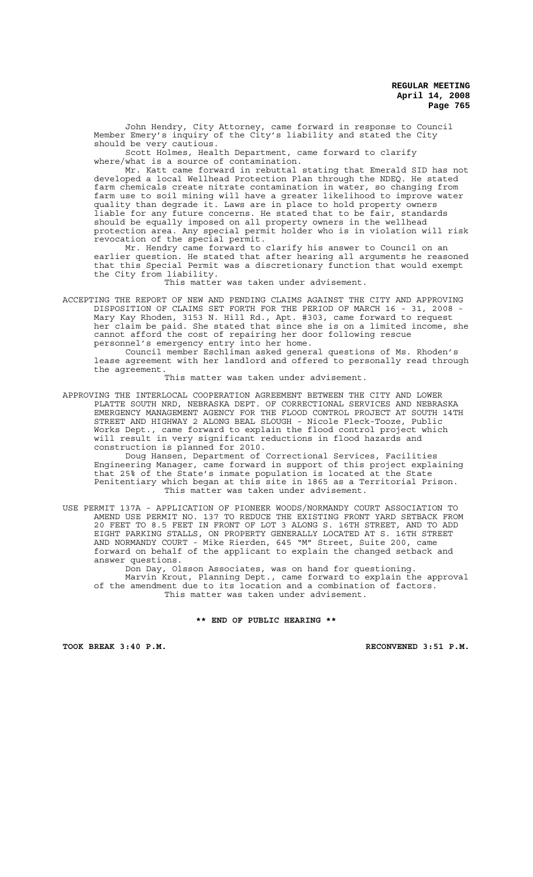John Hendry, City Attorney, came forward in response to Council Member Emery's inquiry of the City's liability and stated the City should be very cautious.

Scott Holmes, Health Department, came forward to clarify where/what is a source of contamination.

Mr. Katt came forward in rebuttal stating that Emerald SID has not developed a local Wellhead Protection Plan through the NDEQ. He stated farm chemicals create nitrate contamination in water, so changing from farm use to soil mining will have a greater likelihood to improve water quality than degrade it. Laws are in place to hold property owners liable for any future concerns. He stated that to be fair, standards should be equally imposed on all property owners in the wellhead protection area. Any special permit holder who is in violation will risk revocation of the special permit.

Mr. Hendry came forward to clarify his answer to Council on an earlier question. He stated that after hearing all arguments he reasoned that this Special Permit was a discretionary function that would exempt the City from liability.

This matter was taken under advisement.

ACCEPTING THE REPORT OF NEW AND PENDING CLAIMS AGAINST THE CITY AND APPROVING DISPOSITION OF CLAIMS SET FORTH FOR THE PERIOD OF MARCH 16 - 31, 2008 - Mary Kay Rhoden, 3153 N. Hill Rd., Apt. #303, came forward to request her claim be paid. She stated that since she is on a limited income, she cannot afford the cost of repairing her door following rescue personnel's emergency entry into her home.

Council member Eschliman asked general questions of Ms. Rhoden's lease agreement with her landlord and offered to personally read through the agreement.

This matter was taken under advisement.

APPROVING THE INTERLOCAL COOPERATION AGREEMENT BETWEEN THE CITY AND LOWER PLATTE SOUTH NRD, NEBRASKA DEPT. OF CORRECTIONAL SERVICES AND NEBRASKA EMERGENCY MANAGEMENT AGENCY FOR THE FLOOD CONTROL PROJECT AT SOUTH 14TH STREET AND HIGHWAY 2 ALONG BEAL SLOUGH - Nicole Fleck-Tooze, Public Works Dept., came forward to explain the flood control project which will result in very significant reductions in flood hazards and construction is planned for 2010.

Doug Hansen, Department of Correctional Services, Facilities Engineering Manager, came forward in support of this project explaining that 25% of the State's inmate population is located at the State Penitentiary which began at this site in 1865 as a Territorial Prison.

This matter was taken under advisement.

USE PERMIT 137A - APPLICATION OF PIONEER WOODS/NORMANDY COURT ASSOCIATION TO AMEND USE PERMIT NO. 137 TO REDUCE THE EXISTING FRONT YARD SETBACK FROM 20 FEET TO 8.5 FEET IN FRONT OF LOT 3 ALONG S. 16TH STREET, AND TO ADD EIGHT PARKING STALLS, ON PROPERTY GENERALLY LOCATED AT S. 16TH STREET AND NORMANDY COURT - Mike Rierden, 645 "M" Street, Suite 200, came forward on behalf of the applicant to explain the changed setback and answer questions.

Don Day, Olsson Associates, was on hand for questioning.

Marvin Krout, Planning Dept., came forward to explain the approval of the amendment due to its location and a combination of factors.

This matter was taken under advisement.

**\*\* END OF PUBLIC HEARING \*\***

**TOOK BREAK 3:40 P.M.** **RECONVENED 3:51 P.M.**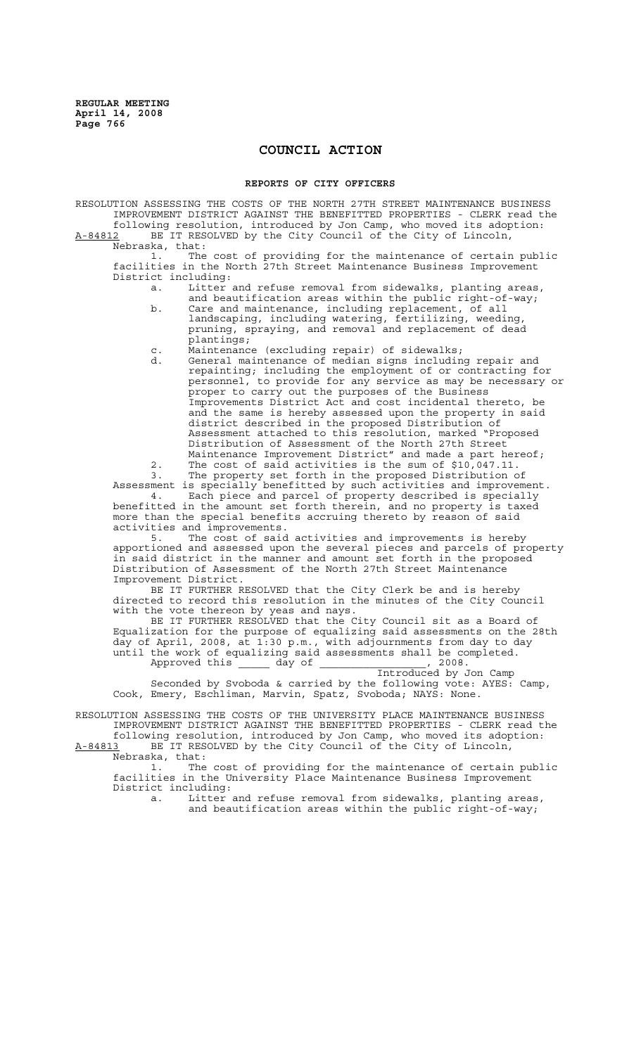# COUNCIL ACTION

## REPORTS OF CITY OFFICERS

RESOLUTION ASSESSING THE COSTS OF THE NORTH 27TH STREET MAINTENANCE BUSINESS IMPROVEMENT DISTRICT AGAINST THE BENEFITTED PROPERTIES - CLERK read the following resolution, introduced by Jon Camp, who moved its adoption:

A-84812 BE IT RESOLVED by the City Council of the City of Lincoln, Nebraska, that:

1. The cost of providing for the maintenance of certain public facilities in the North 27th Street Maintenance Business Improvement District including:
   a. Litter and refuse removal from sidewalks, planting areas, and beautification areas within the public right-of-way;
   b. Care and maintenance, including replacement, of all landscaping, including watering, fertilizing, weeding, pruning, spraying, and removal and replacement of dead plantings;
   c. Maintenance (excluding repair) of sidewalks;
   d. General maintenance of median signs including repair and repainting; including the employment of or contracting for personnel, to provide for any service as may be necessary or proper to carry out the purposes of the Business Improvements District Act and cost incidental thereto, be and the same is hereby assessed upon the property in said district described in the proposed Distribution of Assessment attached to this resolution, marked "Proposed Distribution of Assessment of the North 27th Street Maintenance Improvement District" and made a part hereof;
2. The cost of said activities is the sum of $10,047.11.
3. The property set forth in the proposed Distribution of Assessment is specially benefitted by such activities and improvement.
4. Each piece and parcel of property described is specially benefitted in the amount set forth therein, and no property is taxed more than the special benefits accruing thereto by reason of said activities and improvements.
5. The cost of said activities and improvements is hereby apportioned and assessed upon the several pieces and parcels of property in said district in the manner and amount set forth in the proposed Distribution of Assessment of the North 27th Street Maintenance Improvement District.

BE IT FURTHER RESOLVED that the City Clerk be and is hereby directed to record this resolution in the minutes of the City Council with the vote thereon by yeas and nays.

BE IT FURTHER RESOLVED that the City Council sit as a Board of Equalization for the purpose of equalizing said assessments on the 28th day of April, 2008, at 1:30 p.m., with adjournments from day to day until the work of equalizing said assessments shall be completed.

Approved this _____ day of ________________, 2008.

Introduced by Jon Camp

Seconded by Svoboda & carried by the following vote: AYES: Camp, Cook, Emery, Eschliman, Marvin, Spatz, Svoboda; NAYS: None.

RESOLUTION ASSESSING THE COSTS OF THE UNIVERSITY PLACE MAINTENANCE BUSINESS IMPROVEMENT DISTRICT AGAINST THE BENEFITTED PROPERTIES - CLERK read the following resolution, introduced by Jon Camp, who moved its adoption:

A-84813 BE IT RESOLVED by the City Council of the City of Lincoln, Nebraska, that:

1. The cost of providing for the maintenance of certain public facilities in the University Place Maintenance Business Improvement District including:
   a. Litter and refuse removal from sidewalks, planting areas, and beautification areas within the public right-of-way;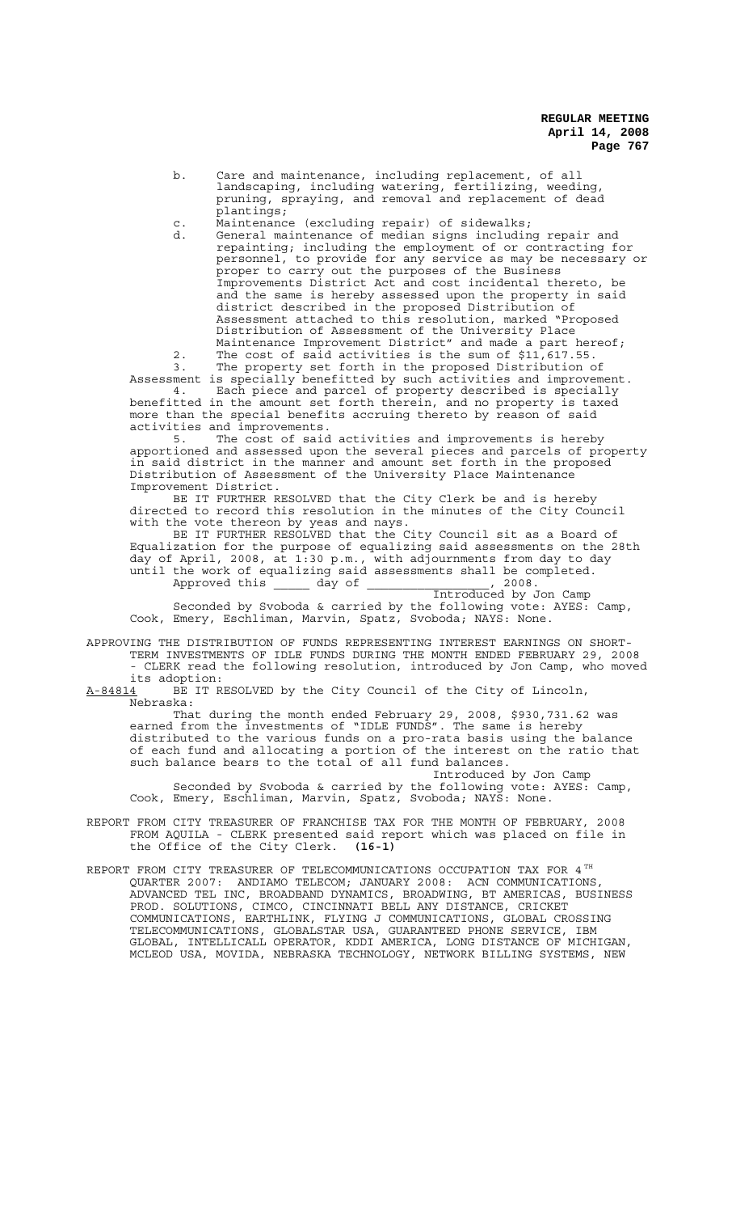b. Care and maintenance, including replacement, of all landscaping, including watering, fertilizing, weeding, pruning, spraying, and removal and replacement of dead plantings;

c. Maintenance (excluding repair) of sidewalks;

d. General maintenance of median signs including repair and repainting; including the employment of or contracting for personnel, to provide for any service as may be necessary or proper to carry out the purposes of the Business Improvements District Act and cost incidental thereto, be and the same is hereby assessed upon the property in said district described in the proposed Distribution of Assessment attached to this resolution, marked "Proposed Distribution of Assessment of the University Place Maintenance Improvement District" and made a part hereof;

2. The cost of said activities is the sum of $11,617.55.

3. The property set forth in the proposed Distribution of Assessment is specially benefitted by such activities and improvement.

4. Each piece and parcel of property described is specially benefitted in the amount set forth therein, and no property is taxed more than the special benefits accruing thereto by reason of said activities and improvements.

5. The cost of said activities and improvements is hereby apportioned and assessed upon the several pieces and parcels of property in said district in the manner and amount set forth in the proposed Distribution of Assessment of the University Place Maintenance Improvement District.

BE IT FURTHER RESOLVED that the City Clerk be and is hereby directed to record this resolution in the minutes of the City Council with the vote thereon by yeas and nays.

BE IT FURTHER RESOLVED that the City Council sit as a Board of Equalization for the purpose of equalizing said assessments on the 28th day of April, 2008, at 1:30 p.m., with adjournments from day to day until the work of equalizing said assessments shall be completed.

Approved this _____ day of ________________, 2008.

Introduced by Jon Camp

Seconded by Svoboda & carried by the following vote: AYES: Camp, Cook, Emery, Eschliman, Marvin, Spatz, Svoboda; NAYS: None.

APPROVING THE DISTRIBUTION OF FUNDS REPRESENTING INTEREST EARNINGS ON SHORT-TERM INVESTMENTS OF IDLE FUNDS DURING THE MONTH ENDED FEBRUARY 29, 2008 - CLERK read the following resolution, introduced by Jon Camp, who moved its adoption:

A-84814 BE IT RESOLVED by the City Council of the City of Lincoln, Nebraska:

That during the month ended February 29, 2008, $930,731.62 was earned from the investments of "IDLE FUNDS". The same is hereby distributed to the various funds on a pro-rata basis using the balance of each fund and allocating a portion of the interest on the ratio that such balance bears to the total of all fund balances.

Introduced by Jon Camp

Seconded by Svoboda & carried by the following vote: AYES: Camp, Cook, Emery, Eschliman, Marvin, Spatz, Svoboda; NAYS: None.

REPORT FROM CITY TREASURER OF FRANCHISE TAX FOR THE MONTH OF FEBRUARY, 2008 FROM AQUILA - CLERK presented said report which was placed on file in the Office of the City Clerk. **(16-1)**

REPORT FROM CITY TREASURER OF TELECOMMUNICATIONS OCCUPATION TAX FOR 4TH QUARTER 2007: ANDIAMO TELECOM; JANUARY 2008: ACN COMMUNICATIONS, ADVANCED TEL INC, BROADBAND DYNAMICS, BROADWING, BT AMERICAS, BUSINESS PROD. SOLUTIONS, CIMCO, CINCINNATI BELL ANY DISTANCE, CRICKET COMMUNICATIONS, EARTHLINK, FLYING J COMMUNICATIONS, GLOBAL CROSSING TELECOMMUNICATIONS, GLOBALSTAR USA, GUARANTEED PHONE SERVICE, IBM GLOBAL, INTELLICALL OPERATOR, KDDI AMERICA, LONG DISTANCE OF MICHIGAN, MCLEOD USA, MOVIDA, NEBRASKA TECHNOLOGY, NETWORK BILLING SYSTEMS, NEW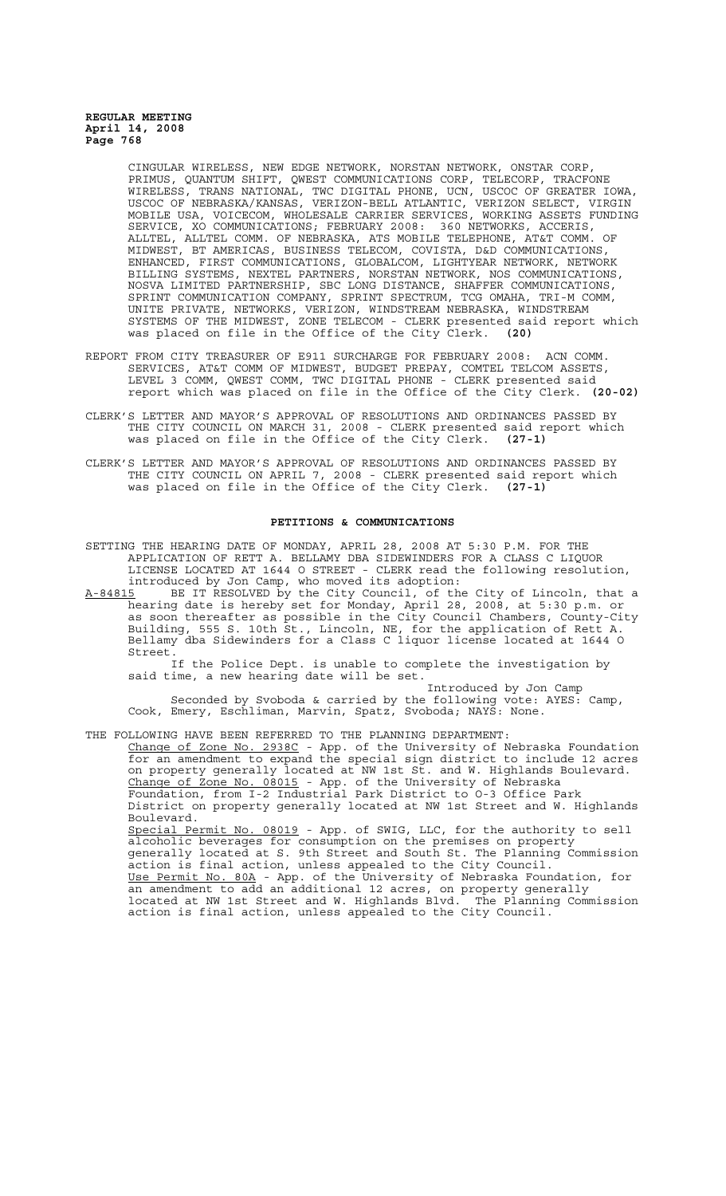CINGULAR WIRELESS, NEW EDGE NETWORK, NORSTAN NETWORK, ONSTAR CORP, PRIMUS, QUANTUM SHIFT, QWEST COMMUNICATIONS CORP, TELECORP, TRACFONE WIRELESS, TRANS NATIONAL, TWC DIGITAL PHONE, UCN, USCOC OF GREATER IOWA, USCOC OF NEBRASKA/KANSAS, VERIZON-BELL ATLANTIC, VERIZON SELECT, VIRGIN MOBILE USA, VOICECOM, WHOLESALE CARRIER SERVICES, WORKING ASSETS FUNDING SERVICE, XO COMMUNICATIONS; FEBRUARY 2008: 360 NETWORKS, ACCERIS, ALLTEL, ALLTEL COMM. OF NEBRASKA, ATS MOBILE TELEPHONE, AT&T COMM. OF MIDWEST, BT AMERICAS, BUSINESS TELECOM, COVISTA, D&D COMMUNICATIONS, ENHANCED, FIRST COMMUNICATIONS, GLOBALCOM, LIGHTYEAR NETWORK, NETWORK BILLING SYSTEMS, NEXTEL PARTNERS, NORSTAN NETWORK, NOS COMMUNICATIONS, NOSVA LIMITED PARTNERSHIP, SBC LONG DISTANCE, SHAFFER COMMUNICATIONS, SPRINT COMMUNICATION COMPANY, SPRINT SPECTRUM, TCG OMAHA, TRI-M COMM, UNITE PRIVATE, NETWORKS, VERIZON, WINDSTREAM NEBRASKA, WINDSTREAM SYSTEMS OF THE MIDWEST, ZONE TELECOM - CLERK presented said report which was placed on file in the Office of the City Clerk. **(20)**

REPORT FROM CITY TREASURER OF E911 SURCHARGE FOR FEBRUARY 2008: ACN COMM. SERVICES, AT&T COMM OF MIDWEST, BUDGET PREPAY, COMTEL TELCOM ASSETS, LEVEL 3 COMM, QWEST COMM, TWC DIGITAL PHONE - CLERK presented said report which was placed on file in the Office of the City Clerk. **(20-02)**

CLERK'S LETTER AND MAYOR'S APPROVAL OF RESOLUTIONS AND ORDINANCES PASSED BY THE CITY COUNCIL ON MARCH 31, 2008 - CLERK presented said report which was placed on file in the Office of the City Clerk. **(27-1)**

CLERK'S LETTER AND MAYOR'S APPROVAL OF RESOLUTIONS AND ORDINANCES PASSED BY THE CITY COUNCIL ON APRIL 7, 2008 - CLERK presented said report which was placed on file in the Office of the City Clerk. **(27-1)**

## PETITIONS & COMMUNICATIONS

SETTING THE HEARING DATE OF MONDAY, APRIL 28, 2008 AT 5:30 P.M. FOR THE APPLICATION OF RETT A. BELLAMY DBA SIDEWINDERS FOR A CLASS C LIQUOR LICENSE LOCATED AT 1644 O STREET - CLERK read the following resolution, introduced by Jon Camp, who moved its adoption:

A-84815 BE IT RESOLVED by the City Council, of the City of Lincoln, that a hearing date is hereby set for Monday, April 28, 2008, at 5:30 p.m. or as soon thereafter as possible in the City Council Chambers, County-City Building, 555 S. 10th St., Lincoln, NE, for the application of Rett A. Bellamy dba Sidewinders for a Class C liquor license located at 1644 O Street.

If the Police Dept. is unable to complete the investigation by said time, a new hearing date will be set.

Introduced by Jon Camp

Seconded by Svoboda & carried by the following vote: AYES: Camp, Cook, Emery, Eschliman, Marvin, Spatz, Svoboda; NAYS: None.

THE FOLLOWING HAVE BEEN REFERRED TO THE PLANNING DEPARTMENT:

Change of Zone No. 2938C - App. of the University of Nebraska Foundation for an amendment to expand the special sign district to include 12 acres on property generally located at NW 1st St. and W. Highlands Boulevard.

Change of Zone No. 08015 - App. of the University of Nebraska Foundation, from I-2 Industrial Park District to O-3 Office Park District on property generally located at NW 1st Street and W. Highlands Boulevard.

Special Permit No. 08019 - App. of SWIG, LLC, for the authority to sell alcoholic beverages for consumption on the premises on property generally located at S. 9th Street and South St. The Planning Commission action is final action, unless appealed to the City Council.

Use Permit No. 80A - App. of the University of Nebraska Foundation, for an amendment to add an additional 12 acres, on property generally located at NW 1st Street and W. Highlands Blvd. The Planning Commission action is final action, unless appealed to the City Council.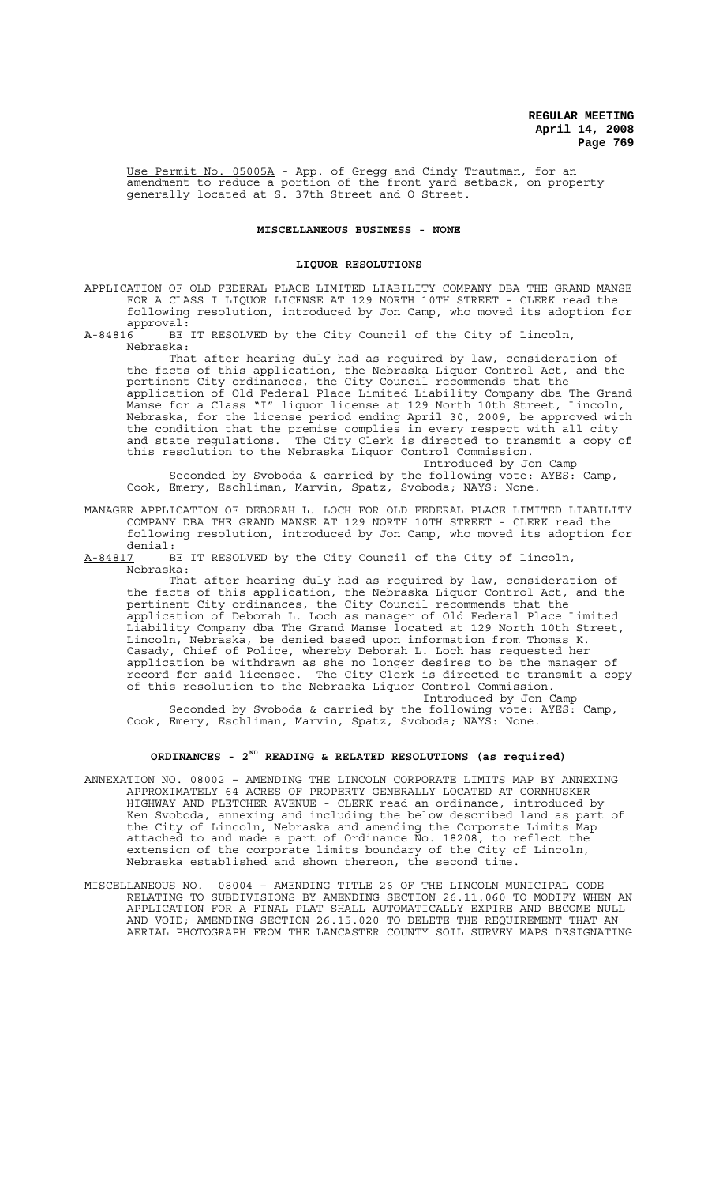Use Permit No. 05005A - App. of Gregg and Cindy Trautman, for an amendment to reduce a portion of the front yard setback, on property generally located at S. 37th Street and O Street.

## MISCELLANEOUS BUSINESS - NONE

## LIQUOR RESOLUTIONS

APPLICATION OF OLD FEDERAL PLACE LIMITED LIABILITY COMPANY DBA THE GRAND MANSE FOR A CLASS I LIQUOR LICENSE AT 129 NORTH 10TH STREET - CLERK read the following resolution, introduced by Jon Camp, who moved its adoption for approval:

A-84816 BE IT RESOLVED by the City Council of the City of Lincoln, Nebraska:

That after hearing duly had as required by law, consideration of the facts of this application, the Nebraska Liquor Control Act, and the pertinent City ordinances, the City Council recommends that the application of Old Federal Place Limited Liability Company dba The Grand Manse for a Class "I" liquor license at 129 North 10th Street, Lincoln, Nebraska, for the license period ending April 30, 2009, be approved with the condition that the premise complies in every respect with all city and state regulations. The City Clerk is directed to transmit a copy of this resolution to the Nebraska Liquor Control Commission.

Introduced by Jon Camp

Seconded by Svoboda & carried by the following vote: AYES: Camp, Cook, Emery, Eschliman, Marvin, Spatz, Svoboda; NAYS: None.

MANAGER APPLICATION OF DEBORAH L. LOCH FOR OLD FEDERAL PLACE LIMITED LIABILITY COMPANY DBA THE GRAND MANSE AT 129 NORTH 10TH STREET - CLERK read the following resolution, introduced by Jon Camp, who moved its adoption for denial:

A-84817 BE IT RESOLVED by the City Council of the City of Lincoln, Nebraska:

That after hearing duly had as required by law, consideration of the facts of this application, the Nebraska Liquor Control Act, and the pertinent City ordinances, the City Council recommends that the application of Deborah L. Loch as manager of Old Federal Place Limited Liability Company dba The Grand Manse located at 129 North 10th Street, Lincoln, Nebraska, be denied based upon information from Thomas K. Casady, Chief of Police, whereby Deborah L. Loch has requested her application be withdrawn as she no longer desires to be the manager of record for said licensee. The City Clerk is directed to transmit a copy of this resolution to the Nebraska Liquor Control Commission.

Introduced by Jon Camp

Seconded by Svoboda & carried by the following vote: AYES: Camp, Cook, Emery, Eschliman, Marvin, Spatz, Svoboda; NAYS: None.

## ORDINANCES - 2ND READING & RELATED RESOLUTIONS (as required)

ANNEXATION NO. 08002 – AMENDING THE LINCOLN CORPORATE LIMITS MAP BY ANNEXING APPROXIMATELY 64 ACRES OF PROPERTY GENERALLY LOCATED AT CORNHUSKER HIGHWAY AND FLETCHER AVENUE - CLERK read an ordinance, introduced by Ken Svoboda, annexing and including the below described land as part of the City of Lincoln, Nebraska and amending the Corporate Limits Map attached to and made a part of Ordinance No. 18208, to reflect the extension of the corporate limits boundary of the City of Lincoln, Nebraska established and shown thereon, the second time.

MISCELLANEOUS NO. 08004 – AMENDING TITLE 26 OF THE LINCOLN MUNICIPAL CODE RELATING TO SUBDIVISIONS BY AMENDING SECTION 26.11.060 TO MODIFY WHEN AN APPLICATION FOR A FINAL PLAT SHALL AUTOMATICALLY EXPIRE AND BECOME NULL AND VOID; AMENDING SECTION 26.15.020 TO DELETE THE REQUIREMENT THAT AN AERIAL PHOTOGRAPH FROM THE LANCASTER COUNTY SOIL SURVEY MAPS DESIGNATING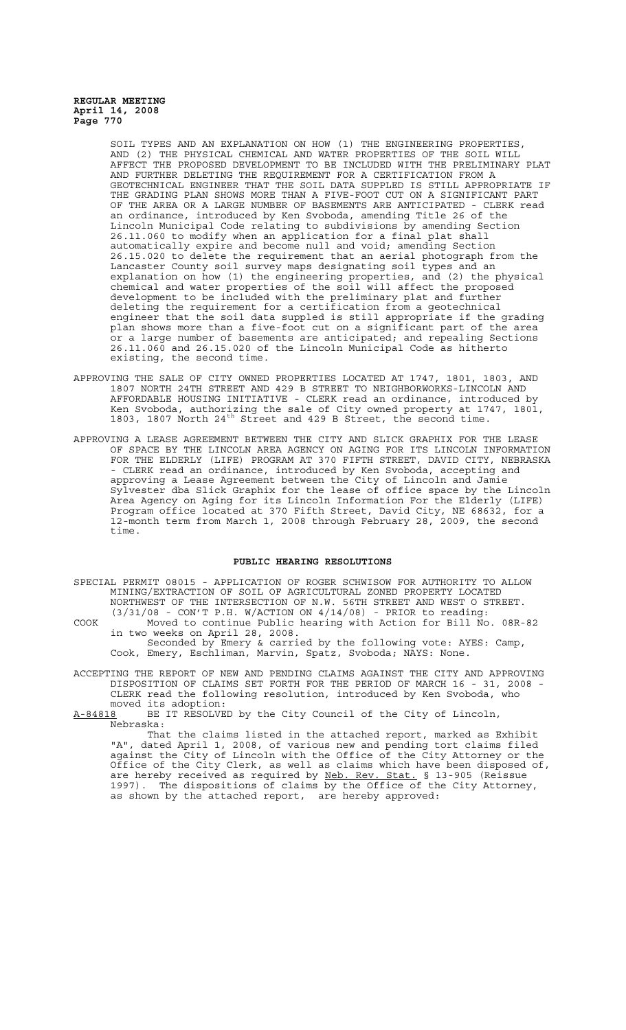SOIL TYPES AND AN EXPLANATION ON HOW (1) THE ENGINEERING PROPERTIES, AND (2) THE PHYSICAL CHEMICAL AND WATER PROPERTIES OF THE SOIL WILL AFFECT THE PROPOSED DEVELOPMENT TO BE INCLUDED WITH THE PRELIMINARY PLAT AND FURTHER DELETING THE REQUIREMENT FOR A CERTIFICATION FROM A GEOTECHNICAL ENGINEER THAT THE SOIL DATA SUPPLED IS STILL APPROPRIATE IF THE GRADING PLAN SHOWS MORE THAN A FIVE-FOOT CUT ON A SIGNIFICANT PART OF THE AREA OR A LARGE NUMBER OF BASEMENTS ARE ANTICIPATED - CLERK read an ordinance, introduced by Ken Svoboda, amending Title 26 of the Lincoln Municipal Code relating to subdivisions by amending Section 26.11.060 to modify when an application for a final plat shall automatically expire and become null and void; amending Section 26.15.020 to delete the requirement that an aerial photograph from the Lancaster County soil survey maps designating soil types and an explanation on how (1) the engineering properties, and (2) the physical chemical and water properties of the soil will affect the proposed development to be included with the preliminary plat and further deleting the requirement for a certification from a geotechnical engineer that the soil data suppled is still appropriate if the grading plan shows more than a five-foot cut on a significant part of the area or a large number of basements are anticipated; and repealing Sections 26.11.060 and 26.15.020 of the Lincoln Municipal Code as hitherto existing, the second time.

APPROVING THE SALE OF CITY OWNED PROPERTIES LOCATED AT 1747, 1801, 1803, AND 1807 NORTH 24TH STREET AND 429 B STREET TO NEIGHBORWORKS-LINCOLN AND AFFORDABLE HOUSING INITIATIVE - CLERK read an ordinance, introduced by Ken Svoboda, authorizing the sale of City owned property at 1747, 1801, 1803, 1807 North 24th Street and 429 B Street, the second time.

APPROVING A LEASE AGREEMENT BETWEEN THE CITY AND SLICK GRAPHIX FOR THE LEASE OF SPACE BY THE LINCOLN AREA AGENCY ON AGING FOR ITS LINCOLN INFORMATION FOR THE ELDERLY (LIFE) PROGRAM AT 370 FIFTH STREET, DAVID CITY, NEBRASKA - CLERK read an ordinance, introduced by Ken Svoboda, accepting and approving a Lease Agreement between the City of Lincoln and Jamie Sylvester dba Slick Graphix for the lease of office space by the Lincoln Area Agency on Aging for its Lincoln Information For the Elderly (LIFE) Program office located at 370 Fifth Street, David City, NE 68632, for a 12-month term from March 1, 2008 through February 28, 2009, the second time.

## PUBLIC HEARING RESOLUTIONS

SPECIAL PERMIT 08015 - APPLICATION OF ROGER SCHWISOW FOR AUTHORITY TO ALLOW MINING/EXTRACTION OF SOIL OF AGRICULTURAL ZONED PROPERTY LOCATED NORTHWEST OF THE INTERSECTION OF N.W. 56TH STREET AND WEST O STREET. (3/31/08 - CON'T P.H. W/ACTION ON 4/14/08) - PRIOR to reading:

COOK Moved to continue Public hearing with Action for Bill No. 08R-82 in two weeks on April 28, 2008.

Seconded by Emery & carried by the following vote: AYES: Camp, Cook, Emery, Eschliman, Marvin, Spatz, Svoboda; NAYS: None.

ACCEPTING THE REPORT OF NEW AND PENDING CLAIMS AGAINST THE CITY AND APPROVING DISPOSITION OF CLAIMS SET FORTH FOR THE PERIOD OF MARCH 16 - 31, 2008 - CLERK read the following resolution, introduced by Ken Svoboda, who moved its adoption:

A-84818 BE IT RESOLVED by the City Council of the City of Lincoln, Nebraska:

That the claims listed in the attached report, marked as Exhibit "A", dated April 1, 2008, of various new and pending tort claims filed against the City of Lincoln with the Office of the City Attorney or the Office of the City Clerk, as well as claims which have been disposed of, are hereby received as required by Neb. Rev. Stat. § 13-905 (Reissue 1997). The dispositions of claims by the Office of the City Attorney, as shown by the attached report, are hereby approved: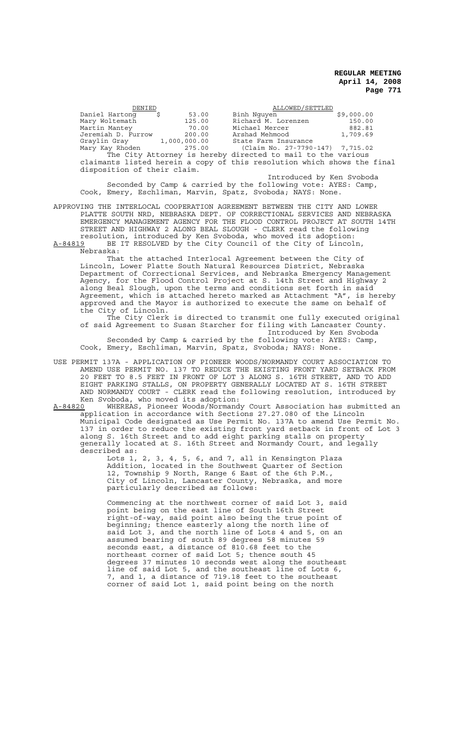| DENIED | | ALLOWED/SETTLED | |
|---|---|---|---|
| Daniel Hartong | $ 53.00 | Binh Nguyen | $9,000.00 |
| Mary Woltemath | 125.00 | Richard M. Lorenzen | 150.00 |
| Martin Mantey | 70.00 | Michael Mercer | 882.81 |
| Jeremiah D. Furrow | 200.00 | Arshad Mehmood | 1,709.69 |
| Graylin Gray | 1,000,000.00 | State Farm Insurance | |
| Mary Kay Rhoden | 275.00 | (Claim No. 27-7790-147) | 7,715.02 |

The City Attorney is hereby directed to mail to the various claimants listed herein a copy of this resolution which shows the final disposition of their claim.

Introduced by Ken Svoboda

Seconded by Camp & carried by the following vote: AYES: Camp, Cook, Emery, Eschliman, Marvin, Spatz, Svoboda; NAYS: None.

APPROVING THE INTERLOCAL COOPERATION AGREEMENT BETWEEN THE CITY AND LOWER PLATTE SOUTH NRD, NEBRASKA DEPT. OF CORRECTIONAL SERVICES AND NEBRASKA EMERGENCY MANAGEMENT AGENCY FOR THE FLOOD CONTROL PROJECT AT SOUTH 14TH STREET AND HIGHWAY 2 ALONG BEAL SLOUGH - CLERK read the following resolution, introduced by Ken Svoboda, who moved its adoption:

A-84819 BE IT RESOLVED by the City Council of the City of Lincoln, Nebraska:

That the attached Interlocal Agreement between the City of Lincoln, Lower Platte South Natural Resources District, Nebraska Department of Correctional Services, and Nebraska Emergency Management Agency, for the Flood Control Project at S. 14th Street and Highway 2 along Beal Slough, upon the terms and conditions set forth in said Agreement, which is attached hereto marked as Attachment "A", is hereby approved and the Mayor is authorized to execute the same on behalf of the City of Lincoln.

The City Clerk is directed to transmit one fully executed original of said Agreement to Susan Starcher for filing with Lancaster County.

Introduced by Ken Svoboda

Seconded by Camp & carried by the following vote: AYES: Camp, Cook, Emery, Eschliman, Marvin, Spatz, Svoboda; NAYS: None.

USE PERMIT 137A - APPLICATION OF PIONEER WOODS/NORMANDY COURT ASSOCIATION TO AMEND USE PERMIT NO. 137 TO REDUCE THE EXISTING FRONT YARD SETBACK FROM 20 FEET TO 8.5 FEET IN FRONT OF LOT 3 ALONG S. 16TH STREET, AND TO ADD EIGHT PARKING STALLS, ON PROPERTY GENERALLY LOCATED AT S. 16TH STREET AND NORMANDY COURT - CLERK read the following resolution, introduced by Ken Svoboda, who moved its adoption:

A-84820 WHEREAS, Pioneer Woods/Normandy Court Association has submitted an application in accordance with Sections 27.27.080 of the Lincoln Municipal Code designated as Use Permit No. 137A to amend Use Permit No. 137 in order to reduce the existing front yard setback in front of Lot 3 along S. 16th Street and to add eight parking stalls on property generally located at S. 16th Street and Normandy Court, and legally described as:

Lots 1, 2, 3, 4, 5, 6, and 7, all in Kensington Plaza Addition, located in the Southwest Quarter of Section 12, Township 9 North, Range 6 East of the 6th P.M., City of Lincoln, Lancaster County, Nebraska, and more particularly described as follows:

Commencing at the northwest corner of said Lot 3, said point being on the east line of South 16th Street right-of-way, said point also being the true point of beginning; thence easterly along the north line of said Lot 3, and the north line of Lots 4 and 5, on an assumed bearing of south 89 degrees 58 minutes 59 seconds east, a distance of 810.68 feet to the northeast corner of said Lot 5; thence south 45 degrees 37 minutes 10 seconds west along the southeast line of said Lot 5, and the southeast line of Lots 6, 7, and 1, a distance of 719.18 feet to the southeast corner of said Lot 1, said point being on the north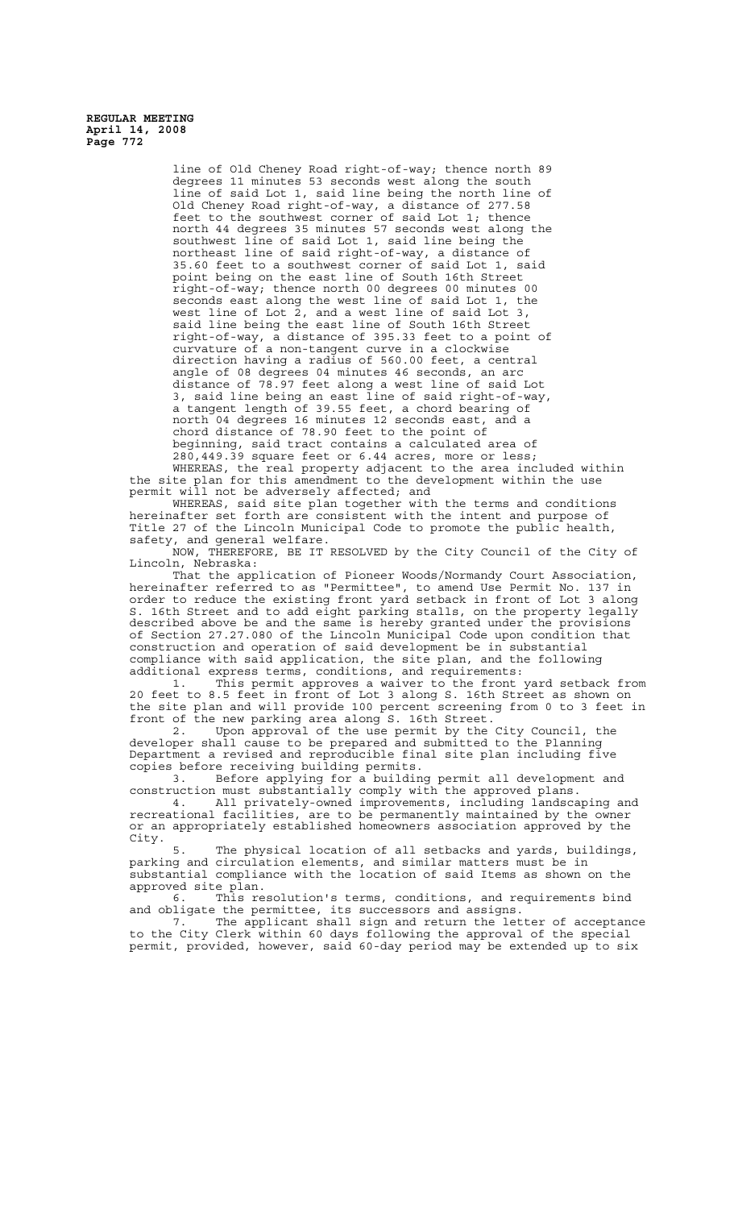line of Old Cheney Road right-of-way; thence north 89 degrees 11 minutes 53 seconds west along the south line of said Lot 1, said line being the north line of Old Cheney Road right-of-way, a distance of 277.58 feet to the southwest corner of said Lot 1; thence north 44 degrees 35 minutes 57 seconds west along the southwest line of said Lot 1, said line being the northeast line of said right-of-way, a distance of 35.60 feet to a southwest corner of said Lot 1, said point being on the east line of South 16th Street right-of-way; thence north 00 degrees 00 minutes 00 seconds east along the west line of said Lot 1, the west line of Lot 2, and a west line of said Lot 3, said line being the east line of South 16th Street right-of-way, a distance of 395.33 feet to a point of curvature of a non-tangent curve in a clockwise direction having a radius of 560.00 feet, a central angle of 08 degrees 04 minutes 46 seconds, an arc distance of 78.97 feet along a west line of said Lot 3, said line being an east line of said right-of-way, a tangent length of 39.55 feet, a chord bearing of north 04 degrees 16 minutes 12 seconds east, and a chord distance of 78.90 feet to the point of beginning, said tract contains a calculated area of 280,449.39 square feet or 6.44 acres, more or less;

WHEREAS, the real property adjacent to the area included within the site plan for this amendment to the development within the use permit will not be adversely affected; and

WHEREAS, said site plan together with the terms and conditions hereinafter set forth are consistent with the intent and purpose of Title 27 of the Lincoln Municipal Code to promote the public health, safety, and general welfare.

NOW, THEREFORE, BE IT RESOLVED by the City Council of the City of Lincoln, Nebraska:

That the application of Pioneer Woods/Normandy Court Association, hereinafter referred to as "Permittee", to amend Use Permit No. 137 in order to reduce the existing front yard setback in front of Lot 3 along S. 16th Street and to add eight parking stalls, on the property legally described above be and the same is hereby granted under the provisions of Section 27.27.080 of the Lincoln Municipal Code upon condition that construction and operation of said development be in substantial compliance with said application, the site plan, and the following additional express terms, conditions, and requirements:

1. This permit approves a waiver to the front yard setback from 20 feet to 8.5 feet in front of Lot 3 along S. 16th Street as shown on the site plan and will provide 100 percent screening from 0 to 3 feet in front of the new parking area along S. 16th Street.

2. Upon approval of the use permit by the City Council, the developer shall cause to be prepared and submitted to the Planning Department a revised and reproducible final site plan including five copies before receiving building permits.

3. Before applying for a building permit all development and construction must substantially comply with the approved plans.

4. All privately-owned improvements, including landscaping and recreational facilities, are to be permanently maintained by the owner or an appropriately established homeowners association approved by the City.

5. The physical location of all setbacks and yards, buildings, parking and circulation elements, and similar matters must be in substantial compliance with the location of said Items as shown on the approved site plan.

6. This resolution's terms, conditions, and requirements bind and obligate the permittee, its successors and assigns.

7. The applicant shall sign and return the letter of acceptance to the City Clerk within 60 days following the approval of the special permit, provided, however, said 60-day period may be extended up to six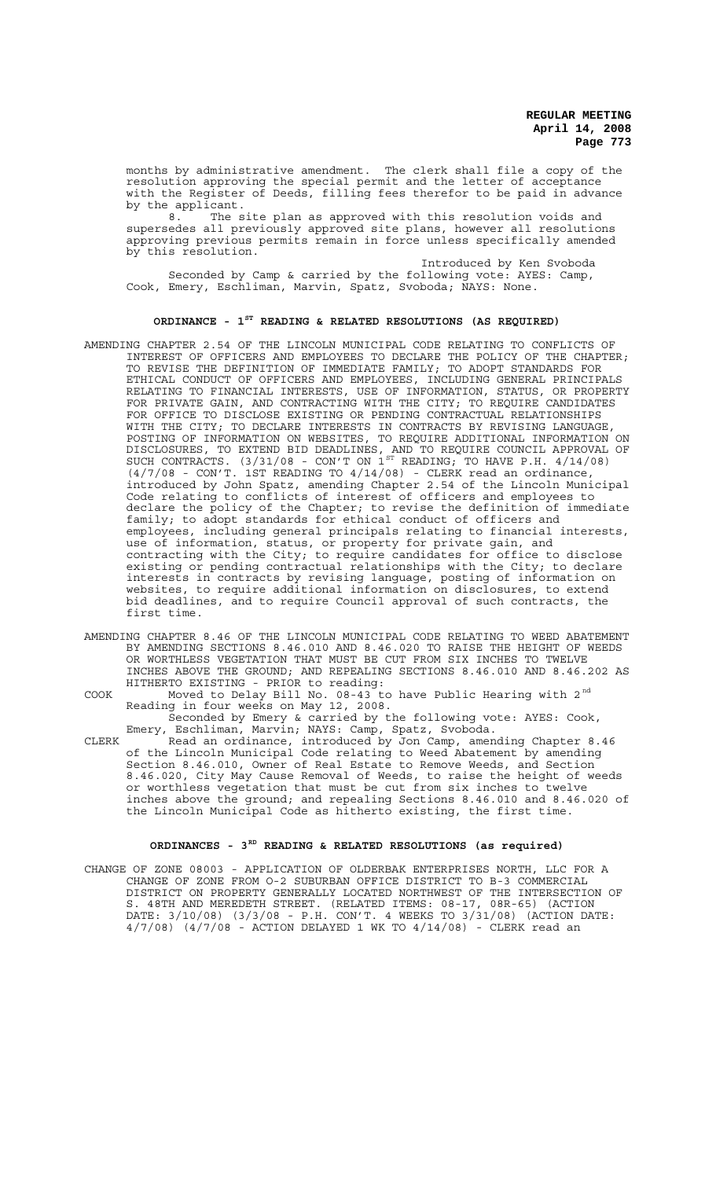months by administrative amendment. The clerk shall file a copy of the resolution approving the special permit and the letter of acceptance with the Register of Deeds, filling fees therefor to be paid in advance by the applicant.

8. The site plan as approved with this resolution voids and supersedes all previously approved site plans, however all resolutions approving previous permits remain in force unless specifically amended by this resolution.

Introduced by Ken Svoboda

Seconded by Camp & carried by the following vote: AYES: Camp, Cook, Emery, Eschliman, Marvin, Spatz, Svoboda; NAYS: None.

## ORDINANCE - 1ST READING & RELATED RESOLUTIONS (AS REQUIRED)

AMENDING CHAPTER 2.54 OF THE LINCOLN MUNICIPAL CODE RELATING TO CONFLICTS OF INTEREST OF OFFICERS AND EMPLOYEES TO DECLARE THE POLICY OF THE CHAPTER; TO REVISE THE DEFINITION OF IMMEDIATE FAMILY; TO ADOPT STANDARDS FOR ETHICAL CONDUCT OF OFFICERS AND EMPLOYEES, INCLUDING GENERAL PRINCIPALS RELATING TO FINANCIAL INTERESTS, USE OF INFORMATION, STATUS, OR PROPERTY FOR PRIVATE GAIN, AND CONTRACTING WITH THE CITY; TO REQUIRE CANDIDATES FOR OFFICE TO DISCLOSE EXISTING OR PENDING CONTRACTUAL RELATIONSHIPS WITH THE CITY; TO DECLARE INTERESTS IN CONTRACTS BY REVISING LANGUAGE, POSTING OF INFORMATION ON WEBSITES, TO REQUIRE ADDITIONAL INFORMATION ON DISCLOSURES, TO EXTEND BID DEADLINES, AND TO REQUIRE COUNCIL APPROVAL OF SUCH CONTRACTS. (3/31/08 - CON'T ON 1ST READING; TO HAVE P.H. 4/14/08) (4/7/08 - CON'T. 1ST READING TO 4/14/08) - CLERK read an ordinance, introduced by John Spatz, amending Chapter 2.54 of the Lincoln Municipal Code relating to conflicts of interest of officers and employees to declare the policy of the Chapter; to revise the definition of immediate family; to adopt standards for ethical conduct of officers and employees, including general principals relating to financial interests, use of information, status, or property for private gain, and contracting with the City; to require candidates for office to disclose existing or pending contractual relationships with the City; to declare interests in contracts by revising language, posting of information on websites, to require additional information on disclosures, to extend bid deadlines, and to require Council approval of such contracts, the first time.

AMENDING CHAPTER 8.46 OF THE LINCOLN MUNICIPAL CODE RELATING TO WEED ABATEMENT BY AMENDING SECTIONS 8.46.010 AND 8.46.020 TO RAISE THE HEIGHT OF WEEDS OR WORTHLESS VEGETATION THAT MUST BE CUT FROM SIX INCHES TO TWELVE INCHES ABOVE THE GROUND; AND REPEALING SECTIONS 8.46.010 AND 8.46.202 AS HITHERTO EXISTING - PRIOR to reading:

COOK Moved to Delay Bill No. 08-43 to have Public Hearing with 2nd Reading in four weeks on May 12, 2008.

Seconded by Emery & carried by the following vote: AYES: Cook, Emery, Eschliman, Marvin; NAYS: Camp, Spatz, Svoboda.

CLERK Read an ordinance, introduced by Jon Camp, amending Chapter 8.46 of the Lincoln Municipal Code relating to Weed Abatement by amending Section 8.46.010, Owner of Real Estate to Remove Weeds, and Section 8.46.020, City May Cause Removal of Weeds, to raise the height of weeds or worthless vegetation that must be cut from six inches to twelve inches above the ground; and repealing Sections 8.46.010 and 8.46.020 of the Lincoln Municipal Code as hitherto existing, the first time.

## ORDINANCES - 3RD READING & RELATED RESOLUTIONS (as required)

CHANGE OF ZONE 08003 - APPLICATION OF OLDERBAK ENTERPRISES NORTH, LLC FOR A CHANGE OF ZONE FROM O-2 SUBURBAN OFFICE DISTRICT TO B-3 COMMERCIAL DISTRICT ON PROPERTY GENERALLY LOCATED NORTHWEST OF THE INTERSECTION OF S. 48TH AND MEREDETH STREET. (RELATED ITEMS: 08-17, 08R-65) (ACTION DATE: 3/10/08) (3/3/08 - P.H. CON'T. 4 WEEKS TO 3/31/08) (ACTION DATE: 4/7/08) (4/7/08 - ACTION DELAYED 1 WK TO 4/14/08) - CLERK read an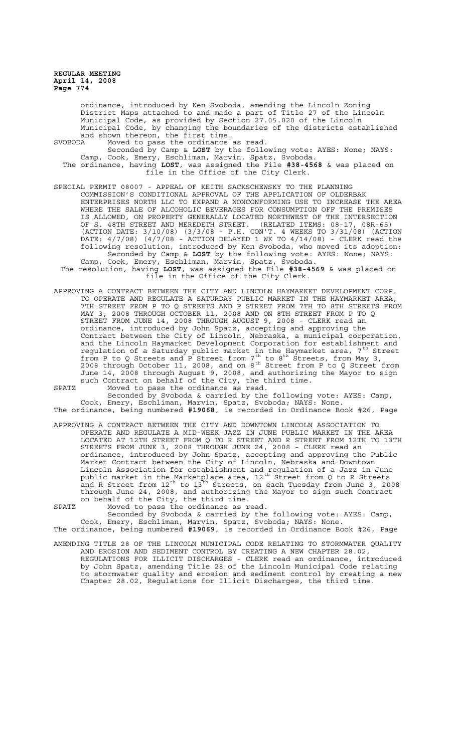ordinance, introduced by Ken Svoboda, amending the Lincoln Zoning District Maps attached to and made a part of Title 27 of the Lincoln Municipal Code, as provided by Section 27.05.020 of the Lincoln Municipal Code, by changing the boundaries of the districts established and shown thereon, the first time.

SVOBODA Moved to pass the ordinance as read.

Seconded by Camp & **LOST** by the following vote: AYES: None; NAYS: Camp, Cook, Emery, Eschliman, Marvin, Spatz, Svoboda.

The ordinance, having **LOST**, was assigned the File **#38-4568** & was placed on file in the Office of the City Clerk.

SPECIAL PERMIT 08007 - APPEAL OF KEITH SACKSCHEWSKY TO THE PLANNING COMMISSION'S CONDITIONAL APPROVAL OF THE APPLICATION OF OLDERBAK ENTERPRISES NORTH LLC TO EXPAND A NONCONFORMING USE TO INCREASE THE AREA WHERE THE SALE OF ALCOHOLIC BEVERAGES FOR CONSUMPTION OFF THE PREMISES IS ALLOWED, ON PROPERTY GENERALLY LOCATED NORTHWEST OF THE INTERSECTION OF S. 48TH STREET AND MEREDETH STREET. (RELATED ITEMS: 08-17, 08R-65) (ACTION DATE: 3/10/08) (3/3/08 - P.H. CON'T. 4 WEEKS TO 3/31/08) (ACTION DATE: 4/7/08) (4/7/08 - ACTION DELAYED 1 WK TO 4/14/08) - CLERK read the following resolution, introduced by Ken Svoboda, who moved its adoption:

Seconded by Camp & **LOST** by the following vote: AYES: None; NAYS: Camp, Cook, Emery, Eschliman, Marvin, Spatz, Svoboda.

The resolution, having **LOST**, was assigned the File **#38-4569** & was placed on file in the Office of the City Clerk.

APPROVING A CONTRACT BETWEEN THE CITY AND LINCOLN HAYMARKET DEVELOPMENT CORP. TO OPERATE AND REGULATE A SATURDAY PUBLIC MARKET IN THE HAYMARKET AREA, 7TH STREET FROM P TO Q STREETS AND P STREET FROM 7TH TO 8TH STREETS FROM MAY 3, 2008 THROUGH OCTOBER 11, 2008 AND ON 8TH STREET FROM P TO Q STREET FROM JUNE 14, 2008 THROUGH AUGUST 9, 2008 - CLERK read an ordinance, introduced by John Spatz, accepting and approving the Contract between the City of Lincoln, Nebraska, a municipal corporation, and the Lincoln Haymarket Development Corporation for establishment and regulation of a Saturday public market in the Haymarket area, 7th Street from P to Q Streets and P Street from 7th to 8th Streets, from May 3, 2008 through October 11, 2008, and on 8th Street from P to Q Street from June 14, 2008 through August 9, 2008, and authorizing the Mayor to sign such Contract on behalf of the City, the third time.

SPATZ Moved to pass the ordinance as read.

Seconded by Svoboda & carried by the following vote: AYES: Camp, Cook, Emery, Eschliman, Marvin, Spatz, Svoboda; NAYS: None.

The ordinance, being numbered **#19068**, is recorded in Ordinance Book #26, Page

APPROVING A CONTRACT BETWEEN THE CITY AND DOWNTOWN LINCOLN ASSOCIATION TO OPERATE AND REGULATE A MID-WEEK JAZZ IN JUNE PUBLIC MARKET IN THE AREA LOCATED AT 12TH STREET FROM Q TO R STREET AND R STREET FROM 12TH TO 13TH STREETS FROM JUNE 3, 2008 THROUGH JUNE 24, 2008 - CLERK read an ordinance, introduced by John Spatz, accepting and approving the Public Market Contract between the City of Lincoln, Nebraska and Downtown Lincoln Association for establishment and regulation of a Jazz in June public market in the Marketplace area, 12th Street from Q to R Streets and R Street from 12th to 13th Streets, on each Tuesday from June 3, 2008 through June 24, 2008, and authorizing the Mayor to sign such Contract on behalf of the City, the third time.

SPATZ Moved to pass the ordinance as read.

Seconded by Svoboda & carried by the following vote: AYES: Camp, Cook, Emery, Eschliman, Marvin, Spatz, Svoboda; NAYS: None.

The ordinance, being numbered **#19069**, is recorded in Ordinance Book #26, Page

AMENDING TITLE 28 OF THE LINCOLN MUNICIPAL CODE RELATING TO STORMWATER QUALITY AND EROSION AND SEDIMENT CONTROL BY CREATING A NEW CHAPTER 28.02, REGULATIONS FOR ILLICIT DISCHARGES - CLERK read an ordinance, introduced by John Spatz, amending Title 28 of the Lincoln Municipal Code relating to stormwater quality and erosion and sediment control by creating a new Chapter 28.02, Regulations for Illicit Discharges, the third time.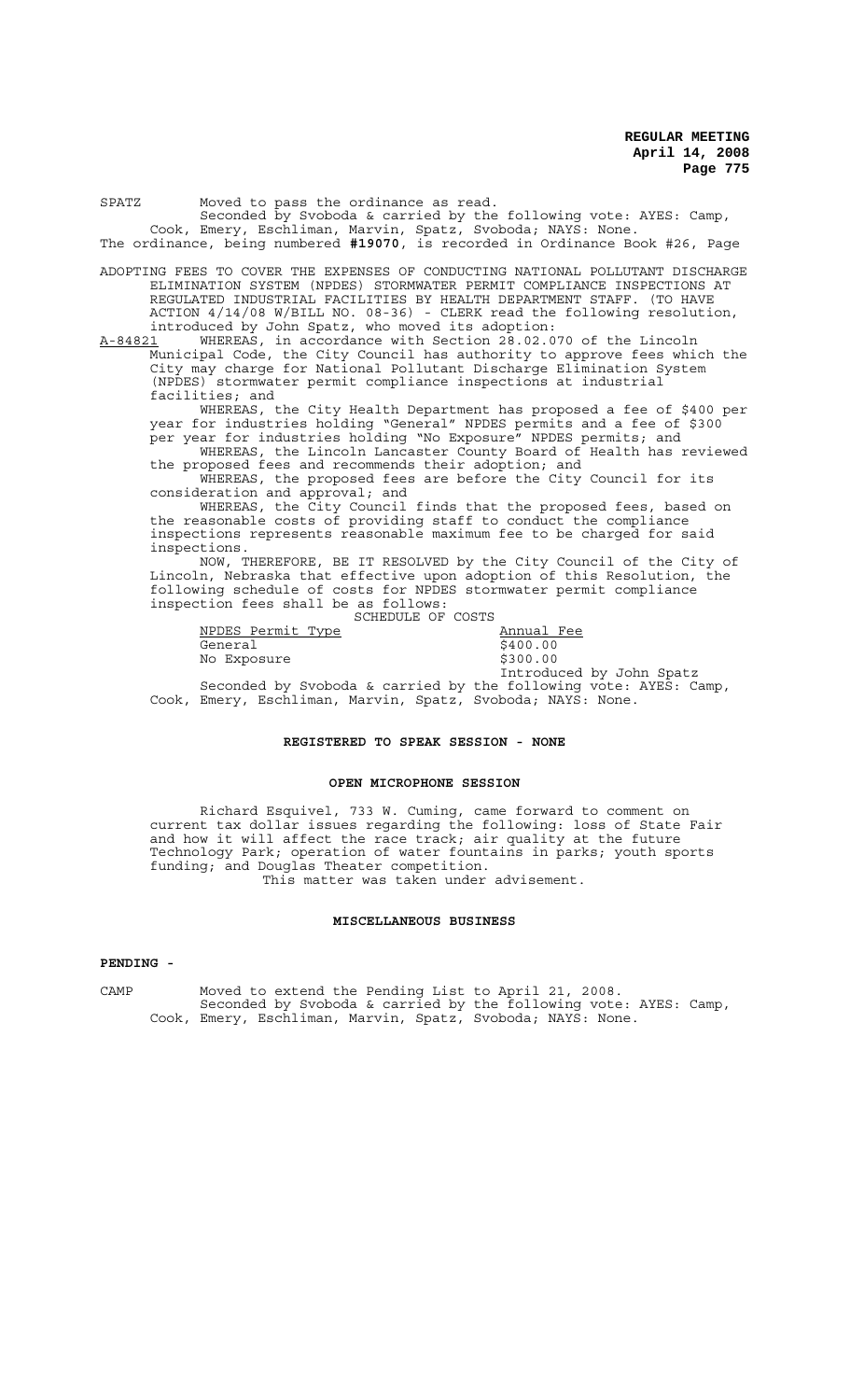SPATZ Moved to pass the ordinance as read.

Seconded by Svoboda & carried by the following vote: AYES: Camp, Cook, Emery, Eschliman, Marvin, Spatz, Svoboda; NAYS: None.

The ordinance, being numbered **#19070**, is recorded in Ordinance Book #26, Page

ADOPTING FEES TO COVER THE EXPENSES OF CONDUCTING NATIONAL POLLUTANT DISCHARGE ELIMINATION SYSTEM (NPDES) STORMWATER PERMIT COMPLIANCE INSPECTIONS AT REGULATED INDUSTRIAL FACILITIES BY HEALTH DEPARTMENT STAFF. (TO HAVE ACTION 4/14/08 W/BILL NO. 08-36) - CLERK read the following resolution, introduced by John Spatz, who moved its adoption:

A-84821 WHEREAS, in accordance with Section 28.02.070 of the Lincoln Municipal Code, the City Council has authority to approve fees which the City may charge for National Pollutant Discharge Elimination System (NPDES) stormwater permit compliance inspections at industrial facilities; and

WHEREAS, the City Health Department has proposed a fee of $400 per year for industries holding "General" NPDES permits and a fee of $300 per year for industries holding "No Exposure" NPDES permits; and

WHEREAS, the Lincoln Lancaster County Board of Health has reviewed the proposed fees and recommends their adoption; and

WHEREAS, the proposed fees are before the City Council for its consideration and approval; and

WHEREAS, the City Council finds that the proposed fees, based on the reasonable costs of providing staff to conduct the compliance inspections represents reasonable maximum fee to be charged for said inspections.

NOW, THEREFORE, BE IT RESOLVED by the City Council of the City of Lincoln, Nebraska that effective upon adoption of this Resolution, the following schedule of costs for NPDES stormwater permit compliance inspection fees shall be as follows:

SCHEDULE OF COSTS

| NPDES Permit Type | Annual Fee |
|---|---|
| General | $400.00 |
| No Exposure | $300.00 |

Introduced by John Spatz

Seconded by Svoboda & carried by the following vote: AYES: Camp, Cook, Emery, Eschliman, Marvin, Spatz, Svoboda; NAYS: None.

## REGISTERED TO SPEAK SESSION - NONE

## OPEN MICROPHONE SESSION

Richard Esquivel, 733 W. Cuming, came forward to comment on current tax dollar issues regarding the following: loss of State Fair and how it will affect the race track; air quality at the future Technology Park; operation of water fountains in parks; youth sports funding; and Douglas Theater competition.

This matter was taken under advisement.

## MISCELLANEOUS BUSINESS

**PENDING -**

CAMP Moved to extend the Pending List to April 21, 2008.

Seconded by Svoboda & carried by the following vote: AYES: Camp, Cook, Emery, Eschliman, Marvin, Spatz, Svoboda; NAYS: None.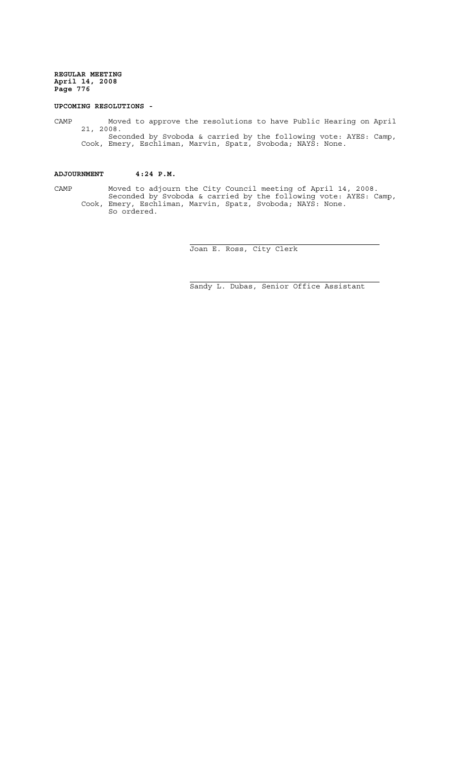**UPCOMING RESOLUTIONS -**

CAMP Moved to approve the resolutions to have Public Hearing on April 21, 2008.
Seconded by Svoboda & carried by the following vote: AYES: Camp, Cook, Emery, Eschliman, Marvin, Spatz, Svoboda; NAYS: None.

**ADJOURNMENT 4:24 P.M.**

CAMP Moved to adjourn the City Council meeting of April 14, 2008.
Seconded by Svoboda & carried by the following vote: AYES: Camp, Cook, Emery, Eschliman, Marvin, Spatz, Svoboda; NAYS: None.
So ordered.

Joan E. Ross, City Clerk

Sandy L. Dubas, Senior Office Assistant